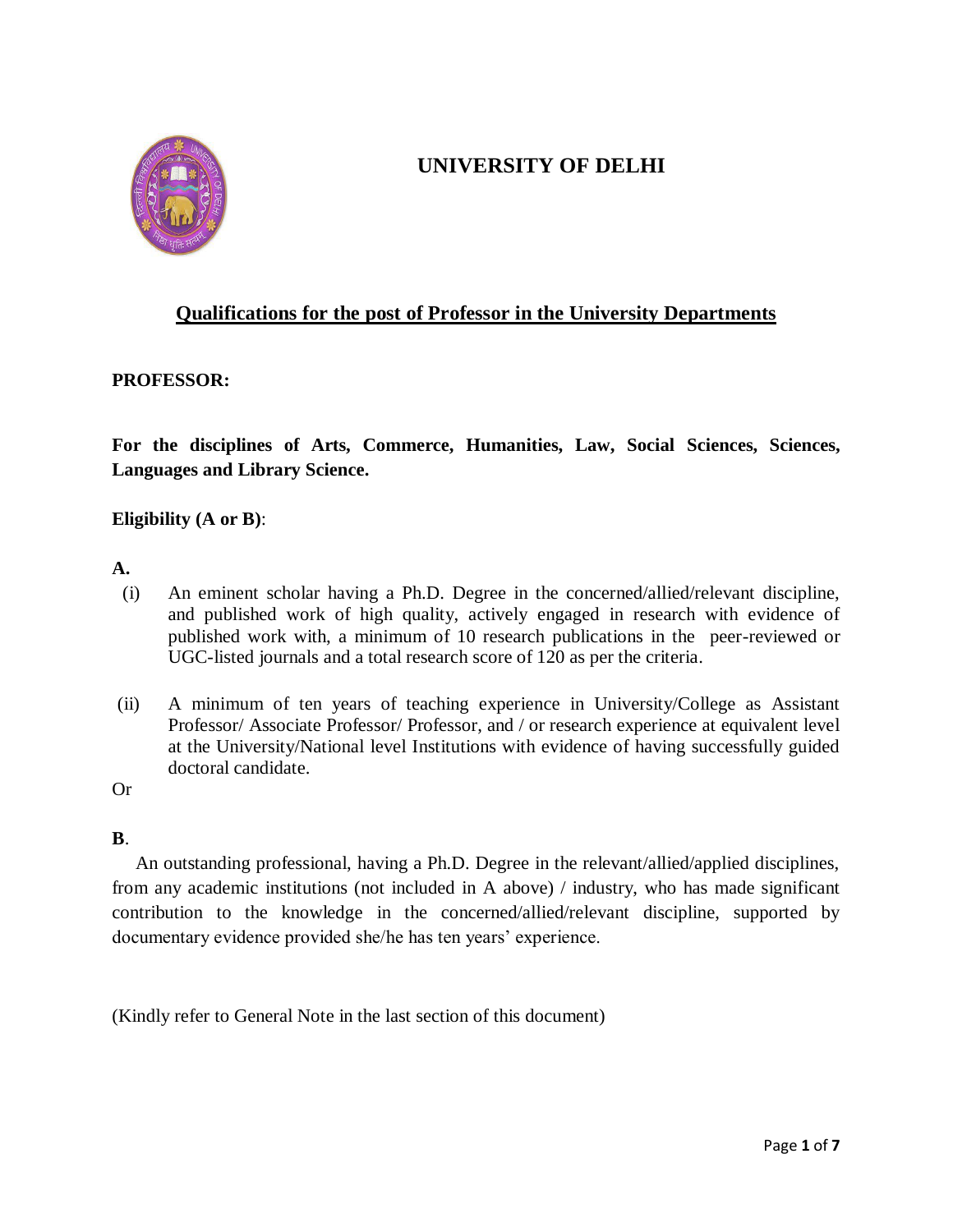# UNIVERSITY OF DELHI

## Qualifications for the post of Professor in the University Departments

**PROFESSOR:**

**For the disciplines of Arts, Commerce, Humanities, Law, Social Sciences, Sciences, Languages and Library Science.**

**Eligibility (A or B)**:

**A.**

(i) An eminent scholar having a Ph.D. Degree in the concerned/allied/relevant discipline, and published work of high quality, actively engaged in research with evidence of published work with, a minimum of 10 research publications in the peer-reviewed or UGC-listed journals and a total research score of 120 as per the criteria.

(ii) A minimum of ten years of teaching experience in University/College as Assistant Professor/ Associate Professor/ Professor, and / or research experience at equivalent level at the University/National level Institutions with evidence of having successfully guided doctoral candidate.

Or

**B**.

An outstanding professional, having a Ph.D. Degree in the relevant/allied/applied disciplines, from any academic institutions (not included in A above) / industry, who has made significant contribution to the knowledge in the concerned/allied/relevant discipline, supported by documentary evidence provided she/he has ten years' experience.

(Kindly refer to General Note in the last section of this document)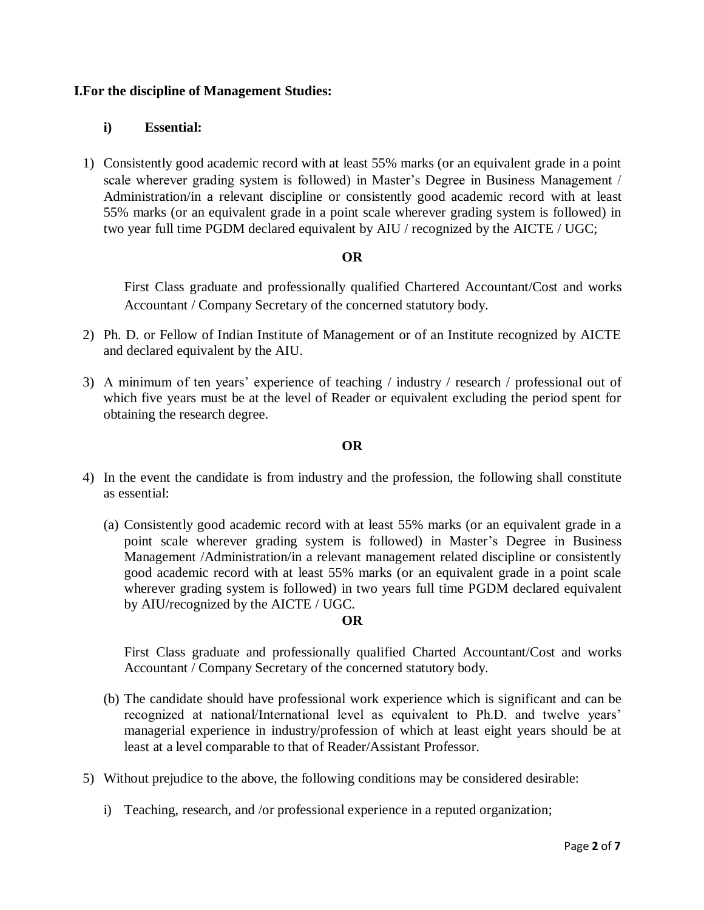**I.For the discipline of Management Studies:**

**i) Essential:**

1) Consistently good academic record with at least 55% marks (or an equivalent grade in a point scale wherever grading system is followed) in Master's Degree in Business Management / Administration/in a relevant discipline or consistently good academic record with at least 55% marks (or an equivalent grade in a point scale wherever grading system is followed) in two year full time PGDM declared equivalent by AIU / recognized by the AICTE / UGC;

   **OR**

   First Class graduate and professionally qualified Chartered Accountant/Cost and works Accountant / Company Secretary of the concerned statutory body.

2) Ph. D. or Fellow of Indian Institute of Management or of an Institute recognized by AICTE and declared equivalent by the AIU.

3) A minimum of ten years' experience of teaching / industry / research / professional out of which five years must be at the level of Reader or equivalent excluding the period spent for obtaining the research degree.

   **OR**

4) In the event the candidate is from industry and the profession, the following shall constitute as essential:

   (a) Consistently good academic record with at least 55% marks (or an equivalent grade in a point scale wherever grading system is followed) in Master's Degree in Business Management /Administration/in a relevant management related discipline or consistently good academic record with at least 55% marks (or an equivalent grade in a point scale wherever grading system is followed) in two years full time PGDM declared equivalent by AIU/recognized by the AICTE / UGC.

   **OR**

   First Class graduate and professionally qualified Charted Accountant/Cost and works Accountant / Company Secretary of the concerned statutory body.

   (b) The candidate should have professional work experience which is significant and can be recognized at national/International level as equivalent to Ph.D. and twelve years' managerial experience in industry/profession of which at least eight years should be at least at a level comparable to that of Reader/Assistant Professor.

5) Without prejudice to the above, the following conditions may be considered desirable:

   i) Teaching, research, and /or professional experience in a reputed organization;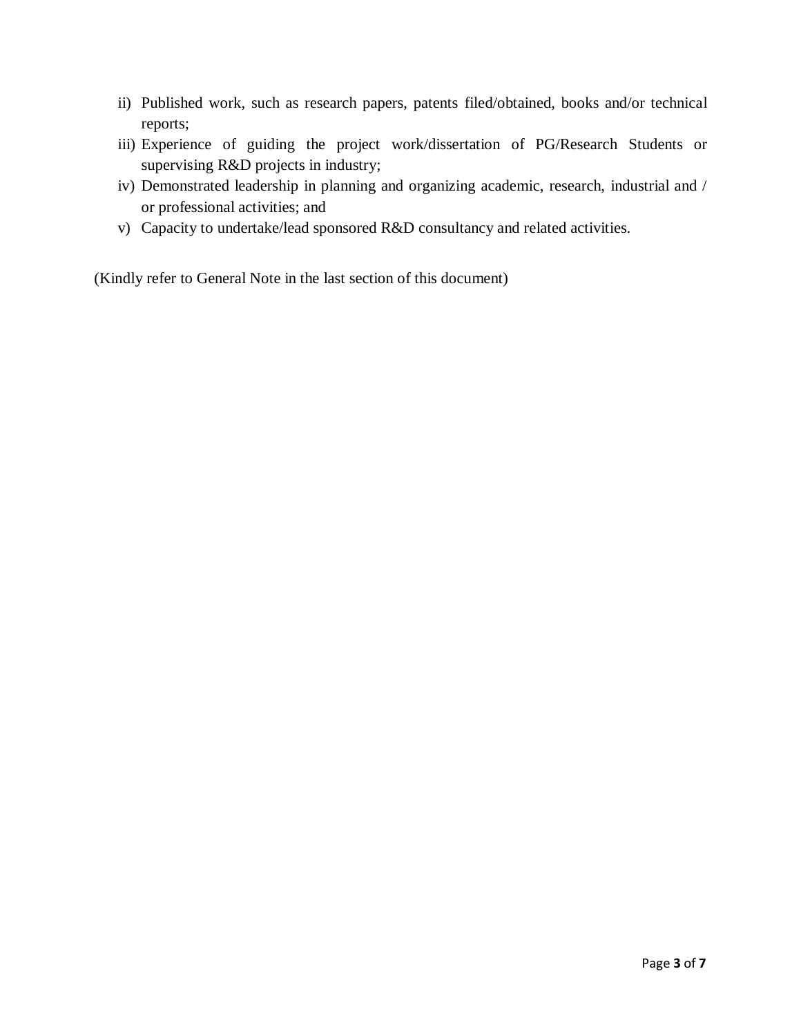ii) Published work, such as research papers, patents filed/obtained, books and/or technical reports;

iii) Experience of guiding the project work/dissertation of PG/Research Students or supervising R&D projects in industry;

iv) Demonstrated leadership in planning and organizing academic, research, industrial and / or professional activities; and

v) Capacity to undertake/lead sponsored R&D consultancy and related activities.

(Kindly refer to General Note in the last section of this document)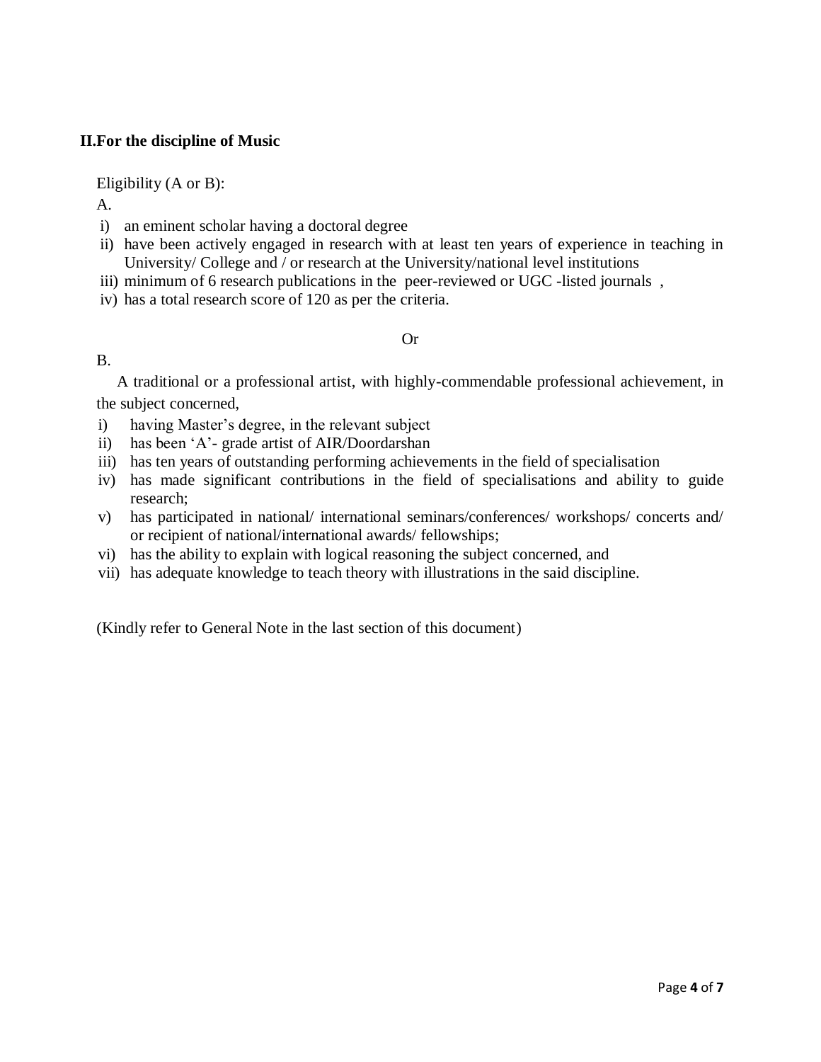## II. For the discipline of Music

Eligibility (A or B):

A.

- i) an eminent scholar having a doctoral degree
- ii) have been actively engaged in research with at least ten years of experience in teaching in University/ College and / or research at the University/national level institutions
- iii) minimum of 6 research publications in the peer-reviewed or UGC -listed journals ,
- iv) has a total research score of 120 as per the criteria.

Or

B.

A traditional or a professional artist, with highly-commendable professional achievement, in the subject concerned,

- i) having Master's degree, in the relevant subject
- ii) has been 'A'- grade artist of AIR/Doordarshan
- iii) has ten years of outstanding performing achievements in the field of specialisation
- iv) has made significant contributions in the field of specialisations and ability to guide research;
- v) has participated in national/ international seminars/conferences/ workshops/ concerts and/ or recipient of national/international awards/ fellowships;
- vi) has the ability to explain with logical reasoning the subject concerned, and
- vii) has adequate knowledge to teach theory with illustrations in the said discipline.

(Kindly refer to General Note in the last section of this document)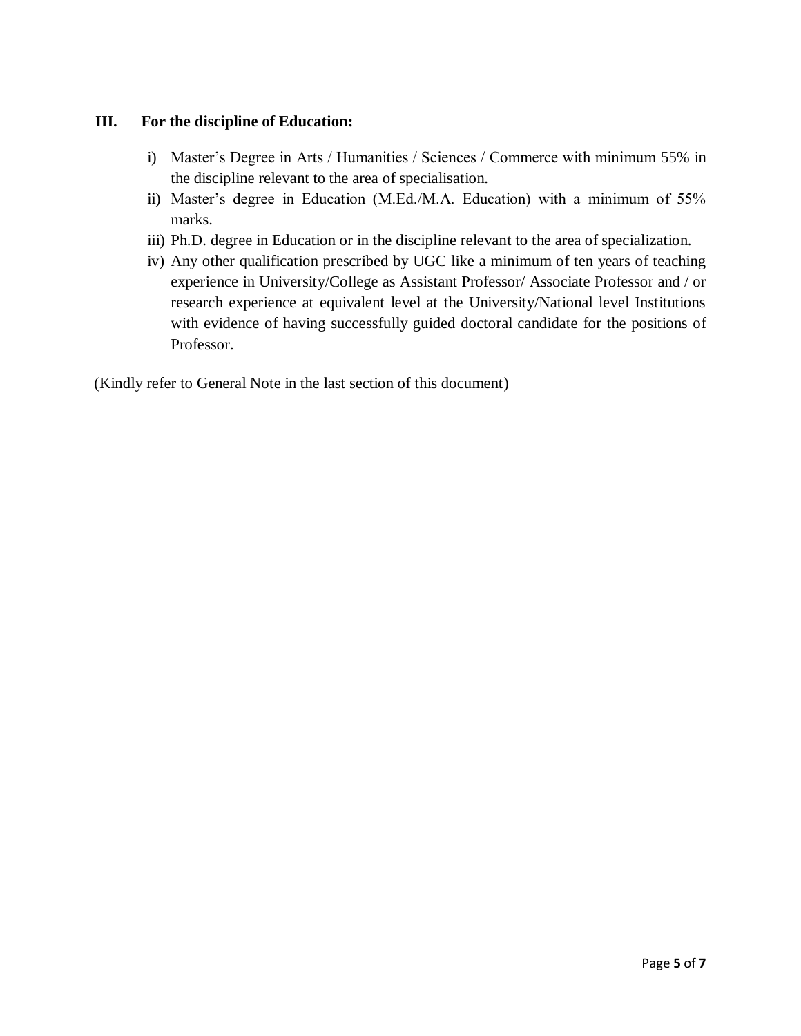### III. For the discipline of Education:

i) Master's Degree in Arts / Humanities / Sciences / Commerce with minimum 55% in the discipline relevant to the area of specialisation.

ii) Master's degree in Education (M.Ed./M.A. Education) with a minimum of 55% marks.

iii) Ph.D. degree in Education or in the discipline relevant to the area of specialization.

iv) Any other qualification prescribed by UGC like a minimum of ten years of teaching experience in University/College as Assistant Professor/ Associate Professor and / or research experience at equivalent level at the University/National level Institutions with evidence of having successfully guided doctoral candidate for the positions of Professor.

(Kindly refer to General Note in the last section of this document)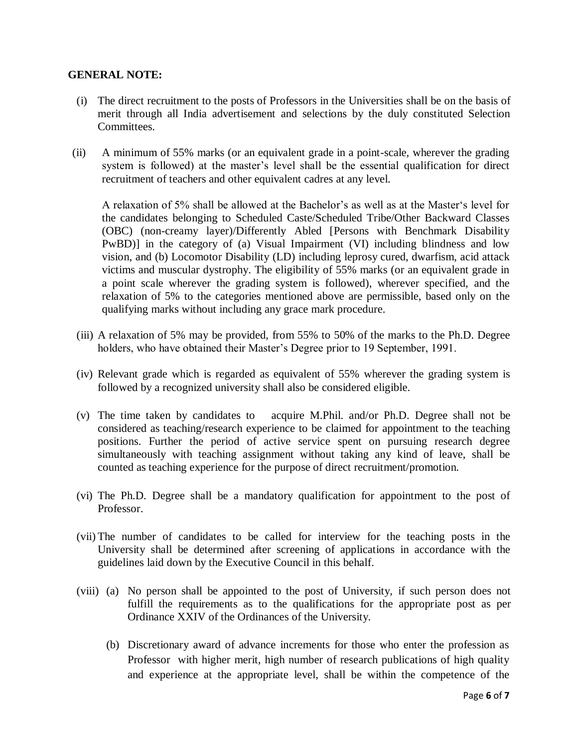**GENERAL NOTE:**

(i) The direct recruitment to the posts of Professors in the Universities shall be on the basis of merit through all India advertisement and selections by the duly constituted Selection Committees.

(ii) A minimum of 55% marks (or an equivalent grade in a point-scale, wherever the grading system is followed) at the master's level shall be the essential qualification for direct recruitment of teachers and other equivalent cadres at any level.

A relaxation of 5% shall be allowed at the Bachelor's as well as at the Master's level for the candidates belonging to Scheduled Caste/Scheduled Tribe/Other Backward Classes (OBC) (non-creamy layer)/Differently Abled [Persons with Benchmark Disability PwBD)] in the category of (a) Visual Impairment (VI) including blindness and low vision, and (b) Locomotor Disability (LD) including leprosy cured, dwarfism, acid attack victims and muscular dystrophy. The eligibility of 55% marks (or an equivalent grade in a point scale wherever the grading system is followed), wherever specified, and the relaxation of 5% to the categories mentioned above are permissible, based only on the qualifying marks without including any grace mark procedure.

(iii) A relaxation of 5% may be provided, from 55% to 50% of the marks to the Ph.D. Degree holders, who have obtained their Master's Degree prior to 19 September, 1991.

(iv) Relevant grade which is regarded as equivalent of 55% wherever the grading system is followed by a recognized university shall also be considered eligible.

(v) The time taken by candidates to acquire M.Phil. and/or Ph.D. Degree shall not be considered as teaching/research experience to be claimed for appointment to the teaching positions. Further the period of active service spent on pursuing research degree simultaneously with teaching assignment without taking any kind of leave, shall be counted as teaching experience for the purpose of direct recruitment/promotion.

(vi) The Ph.D. Degree shall be a mandatory qualification for appointment to the post of Professor.

(vii) The number of candidates to be called for interview for the teaching posts in the University shall be determined after screening of applications in accordance with the guidelines laid down by the Executive Council in this behalf.

(viii) (a) No person shall be appointed to the post of University, if such person does not fulfill the requirements as to the qualifications for the appropriate post as per Ordinance XXIV of the Ordinances of the University.

(b) Discretionary award of advance increments for those who enter the profession as Professor with higher merit, high number of research publications of high quality and experience at the appropriate level, shall be within the competence of the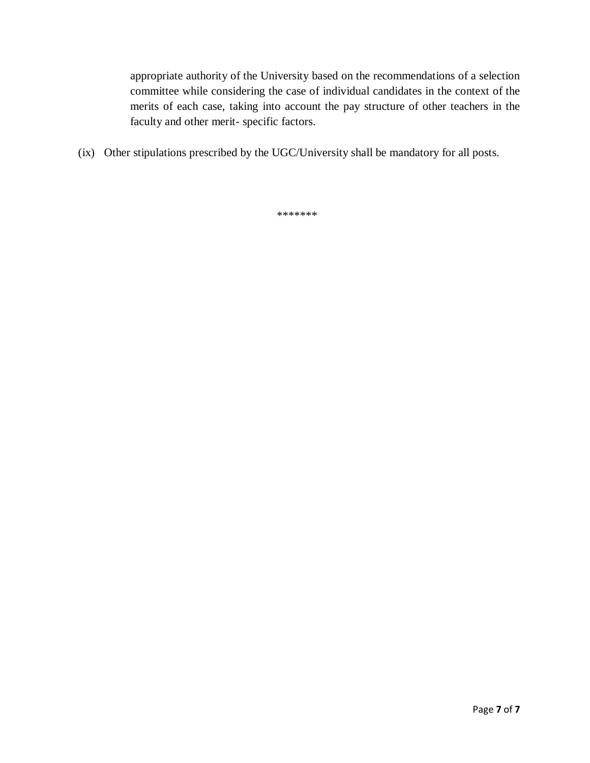appropriate authority of the University based on the recommendations of a selection committee while considering the case of individual candidates in the context of the merits of each case, taking into account the pay structure of other teachers in the faculty and other merit- specific factors.

(ix) Other stipulations prescribed by the UGC/University shall be mandatory for all posts.

*******